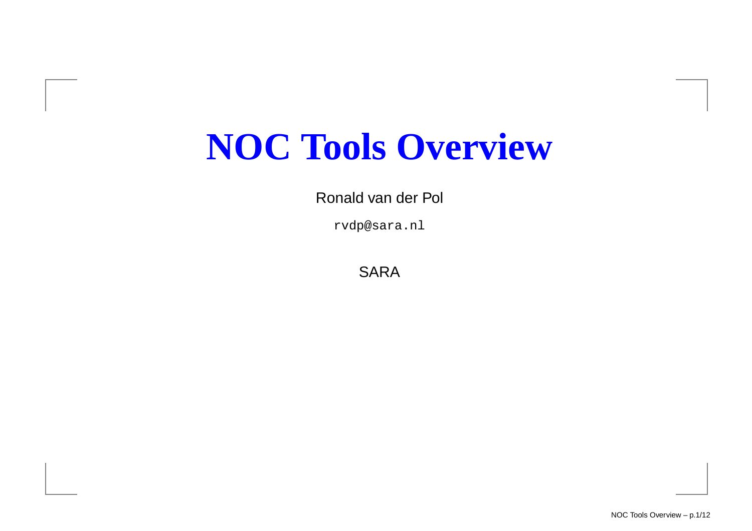# NOC Tools Overview

Ronald van der Pol

rvdp@sara.nl

SARA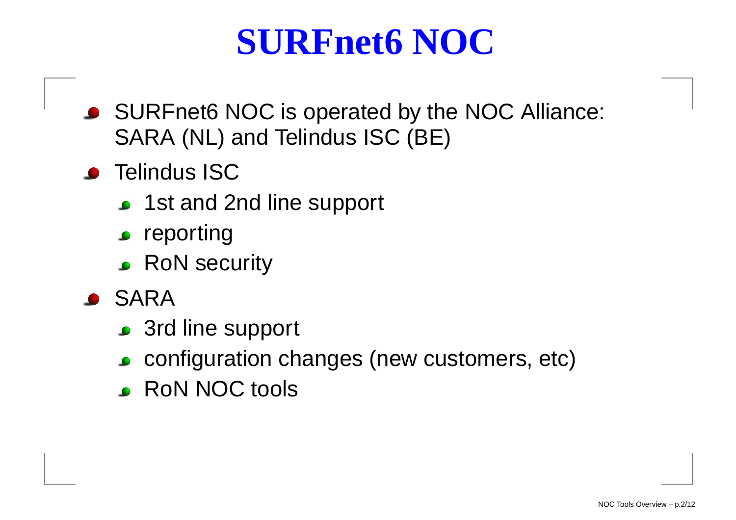# SURFnet6 NOC

- SURFnet6 NOC is operated by the NOC Alliance: SARA (NL) and Telindus ISC (BE)
- Telindus ISC
  - 1st and 2nd line support
  - reporting
  - RoN security
- SARA
  - 3rd line support
  - configuration changes (new customers, etc)
  - RoN NOC tools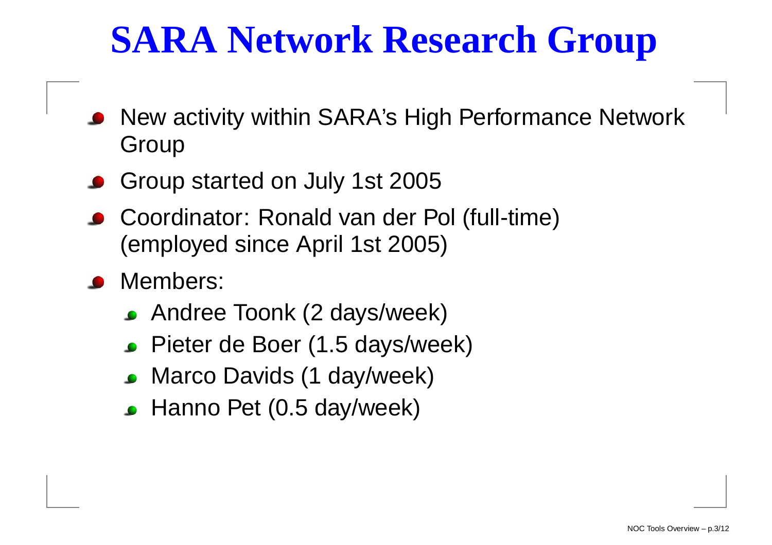# SARA Network Research Group

- New activity within SARA's High Performance Network Group
- Group started on July 1st 2005
- Coordinator: Ronald van der Pol (full-time) (employed since April 1st 2005)
- Members:
  - Andree Toonk (2 days/week)
  - Pieter de Boer (1.5 days/week)
  - Marco Davids (1 day/week)
  - Hanno Pet (0.5 day/week)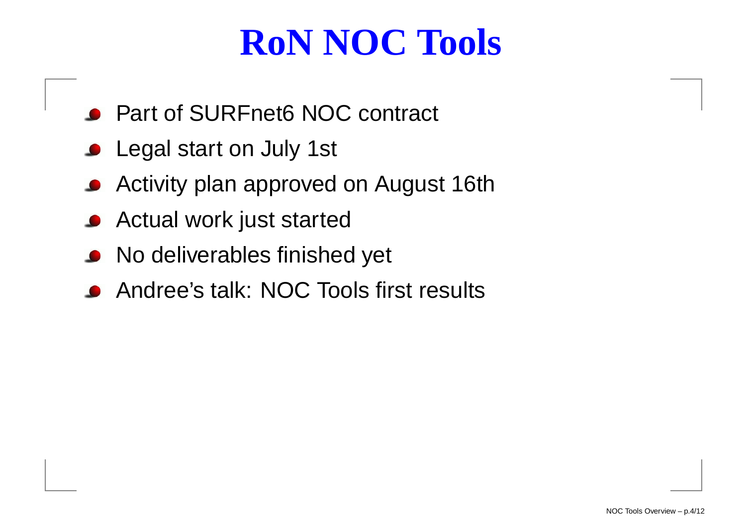# RoN NOC Tools

- Part of SURFnet6 NOC contract
- Legal start on July 1st
- Activity plan approved on August 16th
- Actual work just started
- No deliverables finished yet
- Andree's talk: NOC Tools first results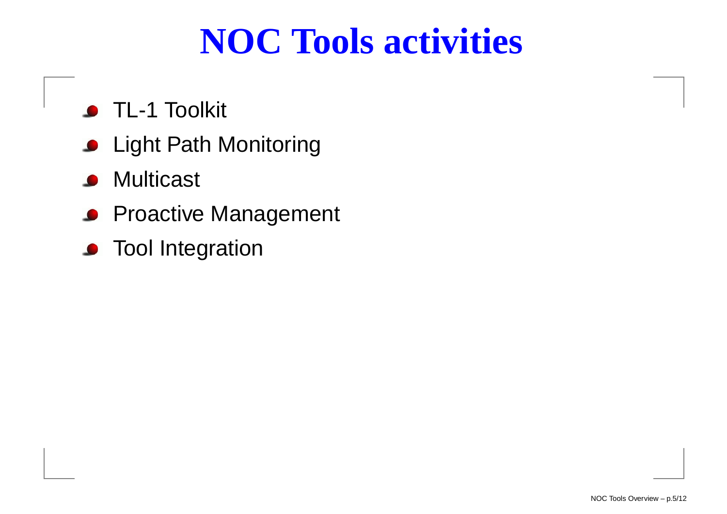# NOC Tools activities

- TL-1 Toolkit
- Light Path Monitoring
- Multicast
- Proactive Management
- Tool Integration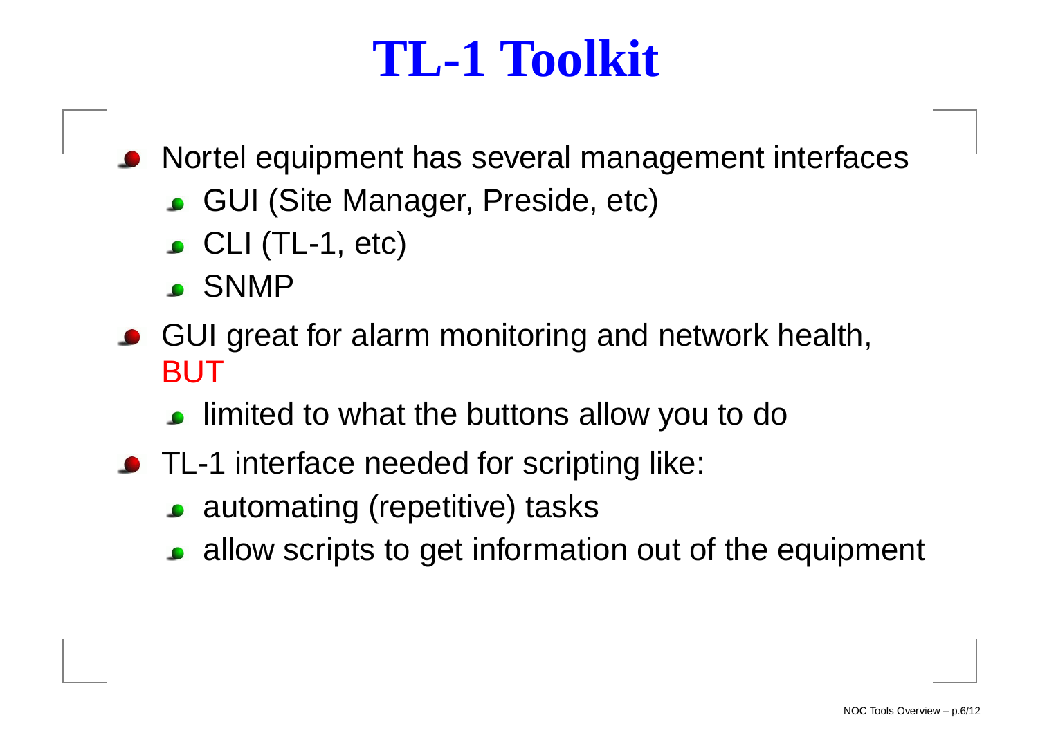# TL-1 Toolkit

- Nortel equipment has several management interfaces
  - GUI (Site Manager, Preside, etc)
  - CLI (TL-1, etc)
  - SNMP
- GUI great for alarm monitoring and network health, BUT
  - limited to what the buttons allow you to do
- TL-1 interface needed for scripting like:
  - automating (repetitive) tasks
  - allow scripts to get information out of the equipment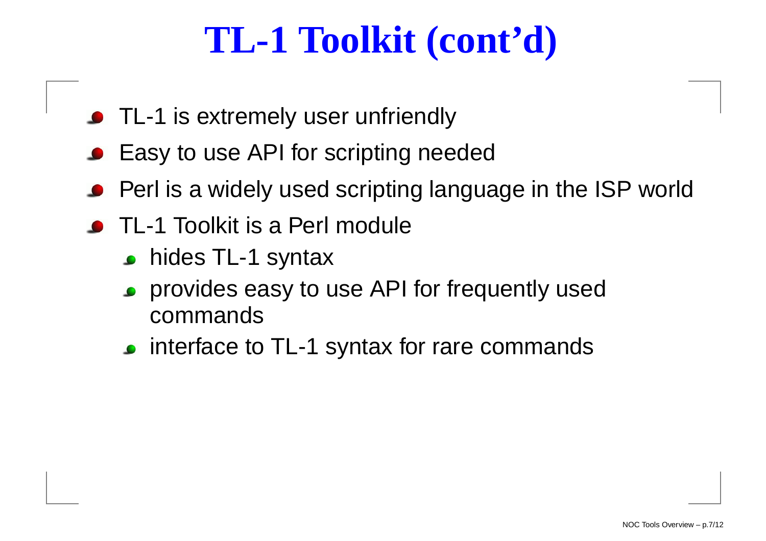# TL-1 Toolkit (cont'd)

- TL-1 is extremely user unfriendly
- Easy to use API for scripting needed
- Perl is a widely used scripting language in the ISP world
- TL-1 Toolkit is a Perl module
  - hides TL-1 syntax
  - provides easy to use API for frequently used commands
  - interface to TL-1 syntax for rare commands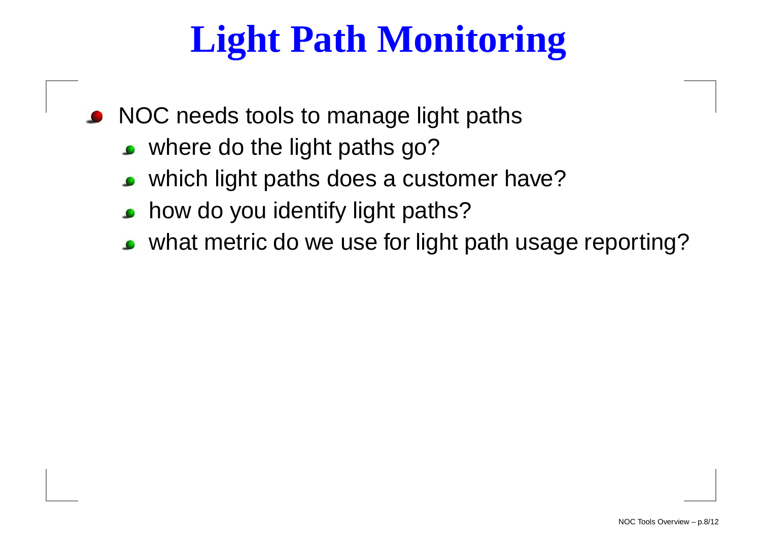# Light Path Monitoring

- NOC needs tools to manage light paths
  - where do the light paths go?
  - which light paths does a customer have?
  - how do you identify light paths?
  - what metric do we use for light path usage reporting?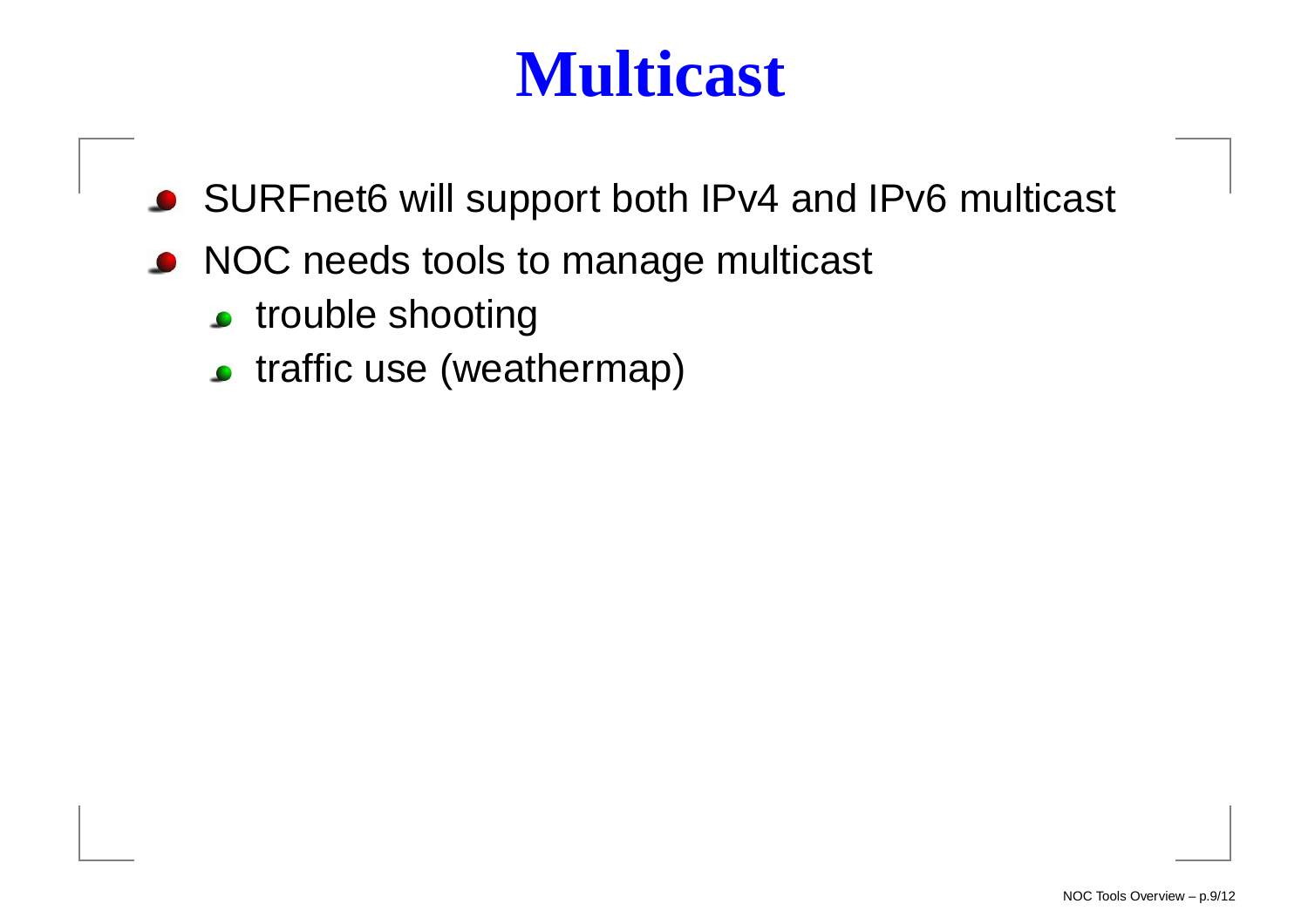# Multicast

- SURFnet6 will support both IPv4 and IPv6 multicast
- NOC needs tools to manage multicast
  - trouble shooting
  - traffic use (weathermap)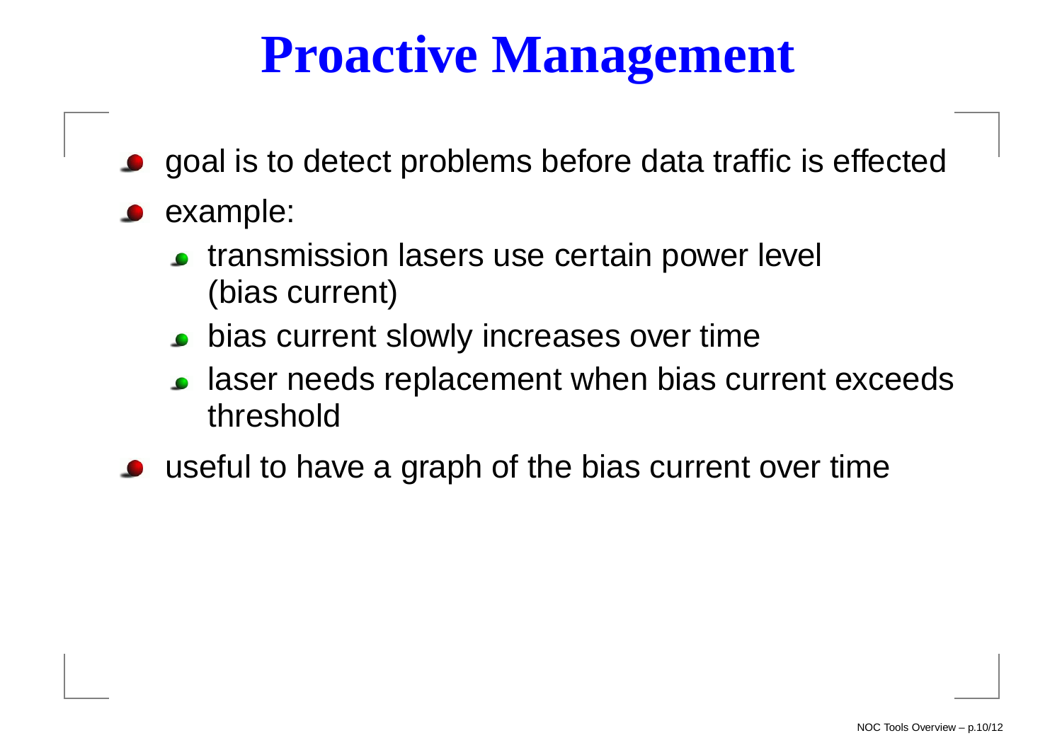# Proactive Management

- goal is to detect problems before data traffic is effected
- example:
  - transmission lasers use certain power level (bias current)
  - bias current slowly increases over time
  - laser needs replacement when bias current exceeds threshold
- useful to have a graph of the bias current over time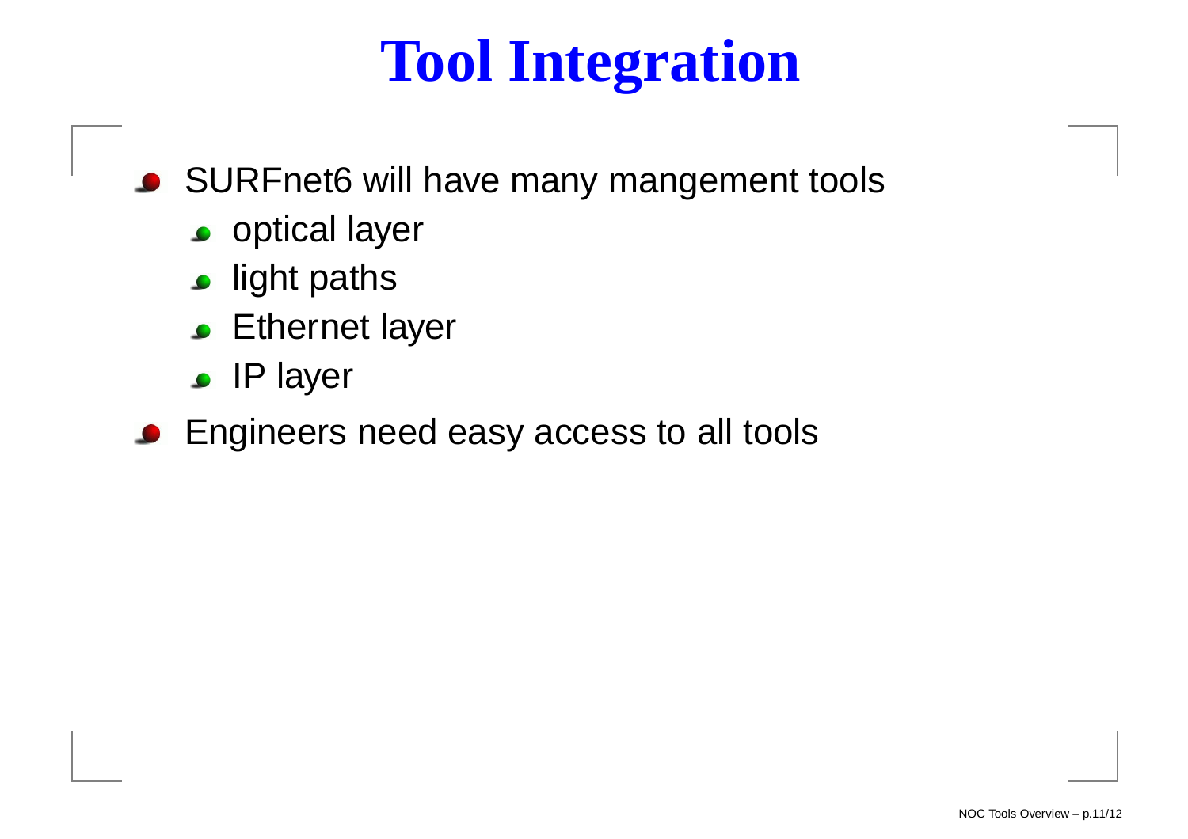# Tool Integration

- SURFnet6 will have many mangement tools
  - optical layer
  - light paths
  - Ethernet layer
  - IP layer
- Engineers need easy access to all tools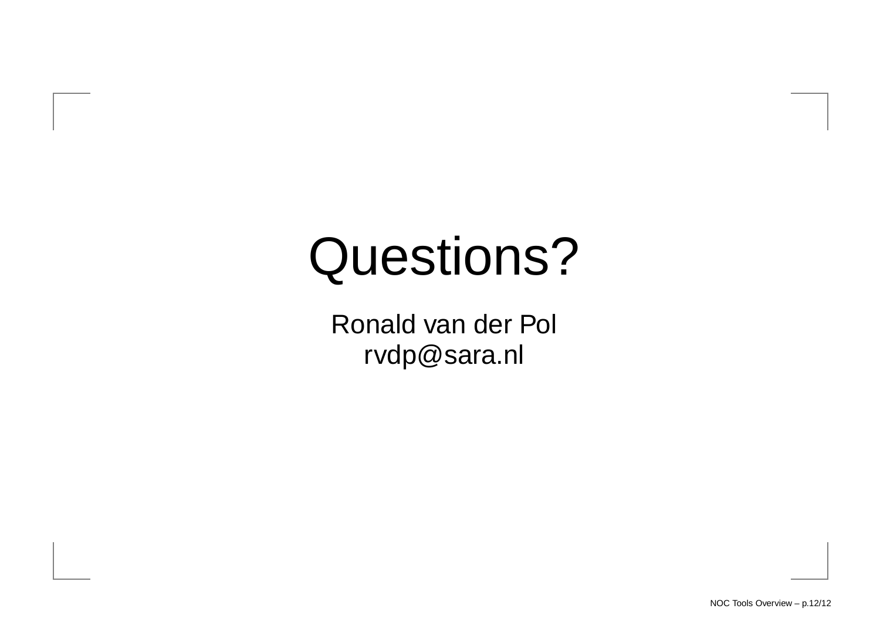# Questions?

Ronald van der Pol
rvdp@sara.nl